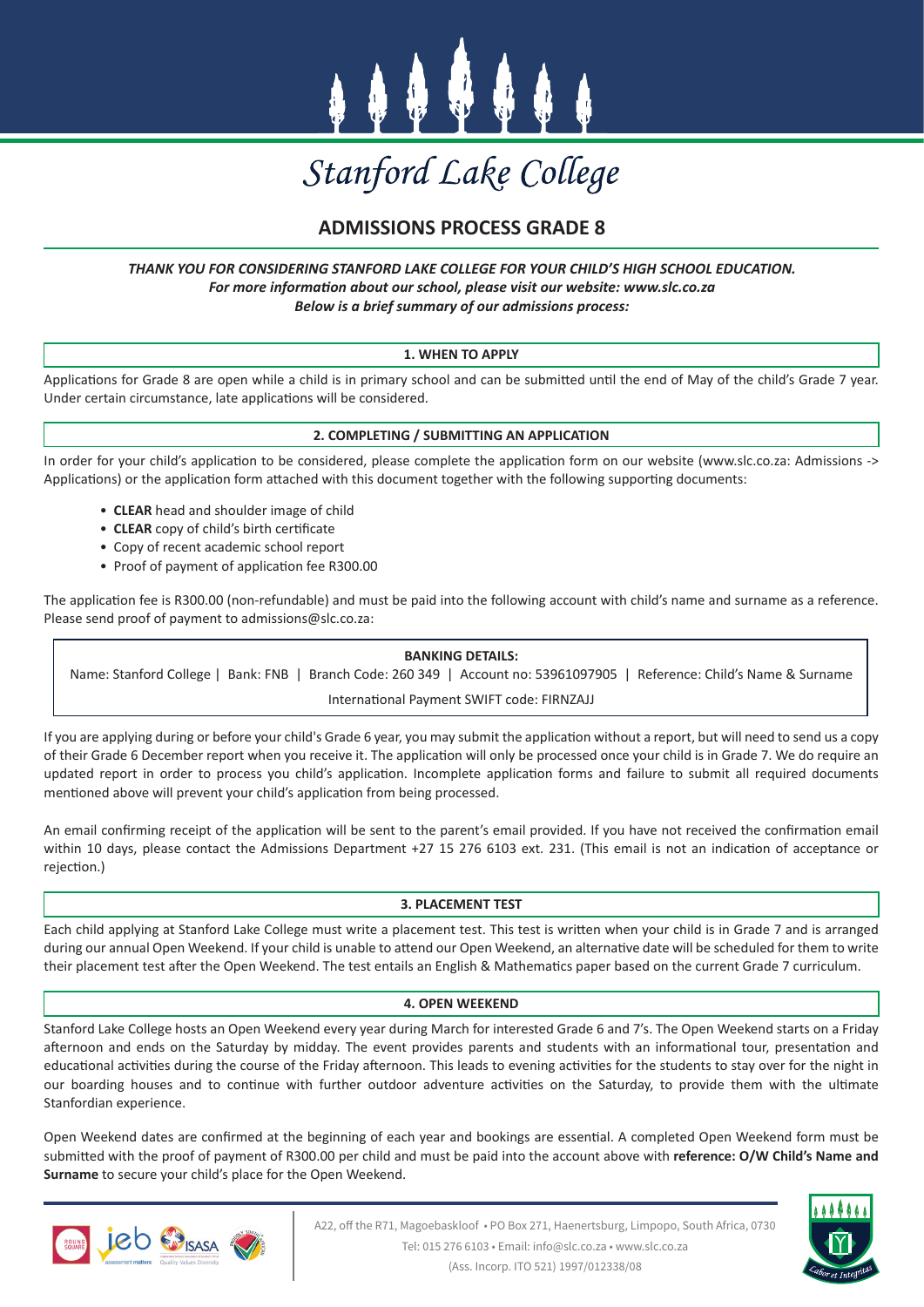# Stanford Lake College

## ADMISSIONS PROCESS GRADE 8

***THANK YOU FOR CONSIDERING STANFORD LAKE COLLEGE FOR YOUR CHILD'S HIGH SCHOOL EDUCATION.***
***For more information about our school, please visit our website: www.slc.co.za***
***Below is a brief summary of our admissions process:***

### 1. WHEN TO APPLY

Applications for Grade 8 are open while a child is in primary school and can be submitted until the end of May of the child's Grade 7 year. Under certain circumstance, late applications will be considered.

### 2. COMPLETING / SUBMITTING AN APPLICATION

In order for your child's application to be considered, please complete the application form on our website (www.slc.co.za: Admissions -> Applications) or the application form attached with this document together with the following supporting documents:

- **CLEAR** head and shoulder image of child
- **CLEAR** copy of child's birth certificate
- Copy of recent academic school report
- Proof of payment of application fee R300.00

The application fee is R300.00 (non-refundable) and must be paid into the following account with child's name and surname as a reference. Please send proof of payment to admissions@slc.co.za:

**BANKING DETAILS:**
Name: Stanford College | Bank: FNB | Branch Code: 260 349 | Account no: 53961097905 | Reference: Child's Name & Surname
International Payment SWIFT code: FIRNZAJJ

If you are applying during or before your child's Grade 6 year, you may submit the application without a report, but will need to send us a copy of their Grade 6 December report when you receive it. The application will only be processed once your child is in Grade 7. We do require an updated report in order to process you child's application. Incomplete application forms and failure to submit all required documents mentioned above will prevent your child's application from being processed.

An email confirming receipt of the application will be sent to the parent's email provided. If you have not received the confirmation email within 10 days, please contact the Admissions Department +27 15 276 6103 ext. 231. (This email is not an indication of acceptance or rejection.)

### 3. PLACEMENT TEST

Each child applying at Stanford Lake College must write a placement test. This test is written when your child is in Grade 7 and is arranged during our annual Open Weekend. If your child is unable to attend our Open Weekend, an alternative date will be scheduled for them to write their placement test after the Open Weekend. The test entails an English & Mathematics paper based on the current Grade 7 curriculum.

### 4. OPEN WEEKEND

Stanford Lake College hosts an Open Weekend every year during March for interested Grade 6 and 7's. The Open Weekend starts on a Friday afternoon and ends on the Saturday by midday. The event provides parents and students with an informational tour, presentation and educational activities during the course of the Friday afternoon. This leads to evening activities for the students to stay over for the night in our boarding houses and to continue with further outdoor adventure activities on the Saturday, to provide them with the ultimate Stanfordian experience.

Open Weekend dates are confirmed at the beginning of each year and bookings are essential. A completed Open Weekend form must be submitted with the proof of payment of R300.00 per child and must be paid into the account above with **reference: O/W Child's Name and Surname** to secure your child's place for the Open Weekend.

A22, off the R71, Magoebaskloof • PO Box 271, Haenertsburg, Limpopo, South Africa, 0730
Tel: 015 276 6103 • Email: info@slc.co.za • www.slc.co.za
(Ass. Incorp. ITO 521) 1997/012338/08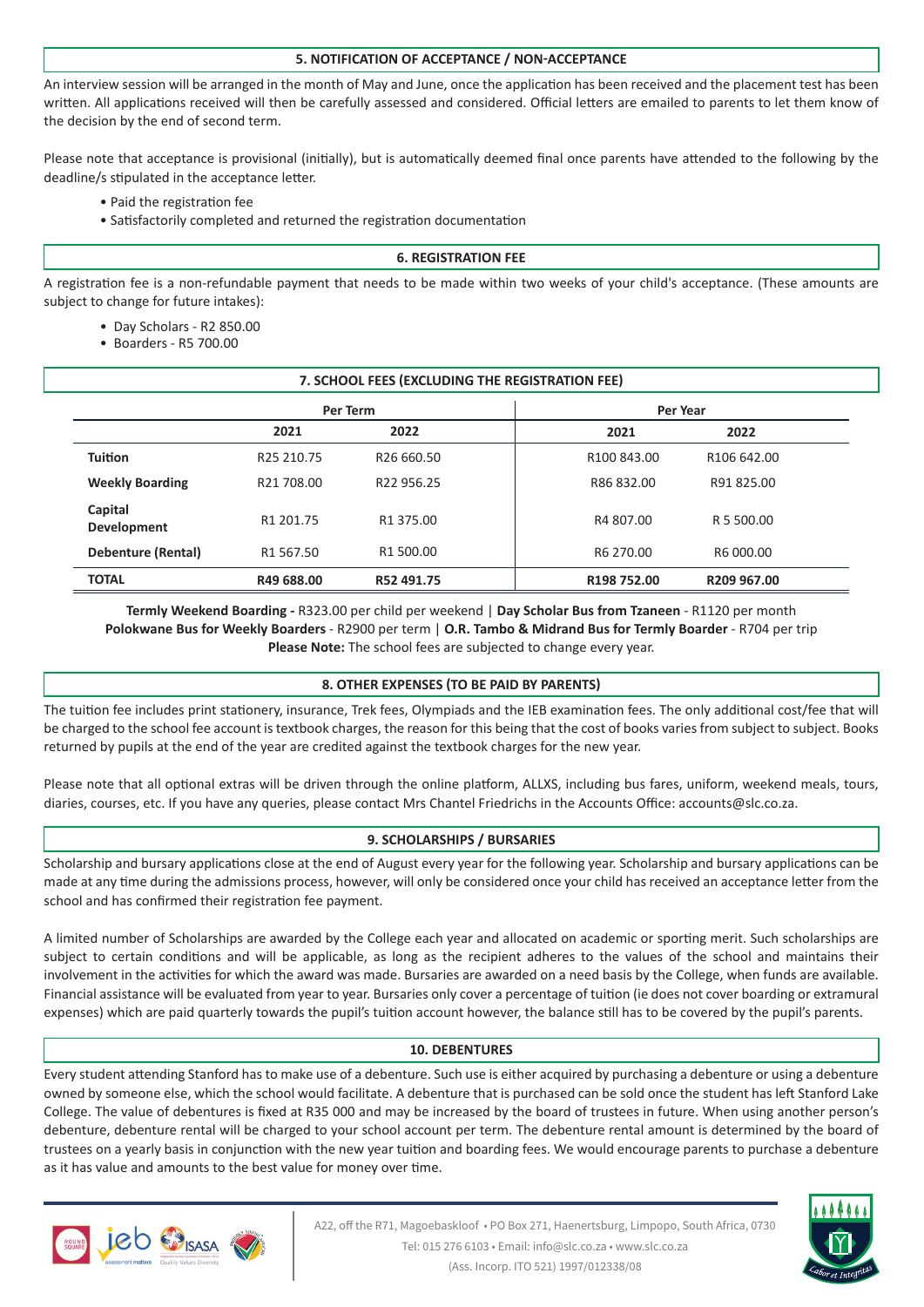## 5. NOTIFICATION OF ACCEPTANCE / NON-ACCEPTANCE

An interview session will be arranged in the month of May and June, once the application has been received and the placement test has been written. All applications received will then be carefully assessed and considered. Official letters are emailed to parents to let them know of the decision by the end of second term.

Please note that acceptance is provisional (initially), but is automatically deemed final once parents have attended to the following by the deadline/s stipulated in the acceptance letter.

- Paid the registration fee
- Satisfactorily completed and returned the registration documentation

## 6. REGISTRATION FEE

A registration fee is a non-refundable payment that needs to be made within two weeks of your child's acceptance. (These amounts are subject to change for future intakes):

- Day Scholars - R2 850.00
- Boarders - R5 700.00

## 7. SCHOOL FEES (EXCLUDING THE REGISTRATION FEE)

| | Per Term | | Per Year | |
|---|---|---|---|---|
| | **2021** | **2022** | **2021** | **2022** |
| **Tuition** | R25 210.75 | R26 660.50 | R100 843.00 | R106 642.00 |
| **Weekly Boarding** | R21 708.00 | R22 956.25 | R86 832.00 | R91 825.00 |
| **Capital Development** | R1 201.75 | R1 375.00 | R4 807.00 | R 5 500.00 |
| **Debenture (Rental)** | R1 567.50 | R1 500.00 | R6 270.00 | R6 000.00 |
| **TOTAL** | **R49 688.00** | **R52 491.75** | **R198 752.00** | **R209 967.00** |

**Termly Weekend Boarding -** R323.00 per child per weekend | **Day Scholar Bus from Tzaneen** - R1120 per month
**Polokwane Bus for Weekly Boarders** - R2900 per term | **O.R. Tambo & Midrand Bus for Termly Boarder** - R704 per trip
**Please Note:** The school fees are subjected to change every year.

## 8. OTHER EXPENSES (TO BE PAID BY PARENTS)

The tuition fee includes print stationery, insurance, Trek fees, Olympiads and the IEB examination fees. The only additional cost/fee that will be charged to the school fee account is textbook charges, the reason for this being that the cost of books varies from subject to subject. Books returned by pupils at the end of the year are credited against the textbook charges for the new year.

Please note that all optional extras will be driven through the online platform, ALLXS, including bus fares, uniform, weekend meals, tours, diaries, courses, etc. If you have any queries, please contact Mrs Chantel Friedrichs in the Accounts Office: accounts@slc.co.za.

## 9. SCHOLARSHIPS / BURSARIES

Scholarship and bursary applications close at the end of August every year for the following year. Scholarship and bursary applications can be made at any time during the admissions process, however, will only be considered once your child has received an acceptance letter from the school and has confirmed their registration fee payment.

A limited number of Scholarships are awarded by the College each year and allocated on academic or sporting merit. Such scholarships are subject to certain conditions and will be applicable, as long as the recipient adheres to the values of the school and maintains their involvement in the activities for which the award was made. Bursaries are awarded on a need basis by the College, when funds are available. Financial assistance will be evaluated from year to year. Bursaries only cover a percentage of tuition (ie does not cover boarding or extramural expenses) which are paid quarterly towards the pupil's tuition account however, the balance still has to be covered by the pupil's parents.

## 10. DEBENTURES

Every student attending Stanford has to make use of a debenture. Such use is either acquired by purchasing a debenture or using a debenture owned by someone else, which the school would facilitate. A debenture that is purchased can be sold once the student has left Stanford Lake College. The value of debentures is fixed at R35 000 and may be increased by the board of trustees in future. When using another person's debenture, debenture rental will be charged to your school account per term. The debenture rental amount is determined by the board of trustees on a yearly basis in conjunction with the new year tuition and boarding fees. We would encourage parents to purchase a debenture as it has value and amounts to the best value for money over time.

A22, off the R71, Magoebaskloof • PO Box 271, Haenertsburg, Limpopo, South Africa, 0730
Tel: 015 276 6103 • Email: info@slc.co.za • www.slc.co.za
(Ass. Incorp. ITO 521) 1997/012338/08